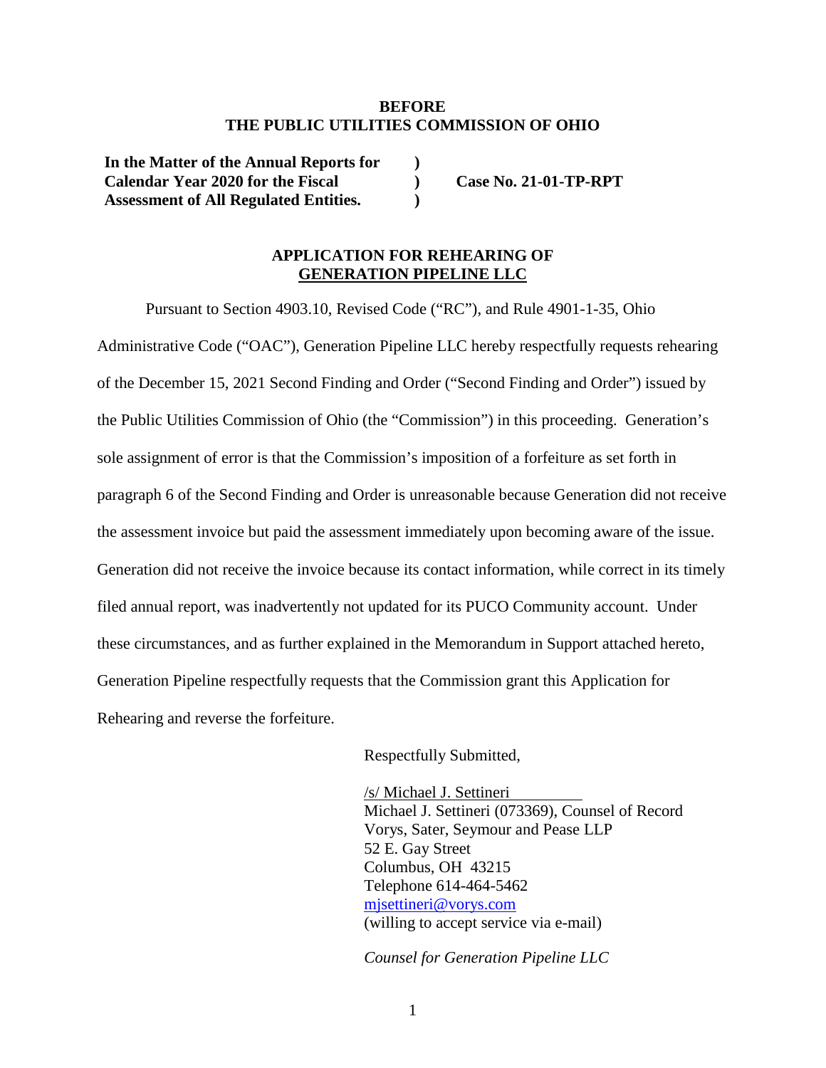**BEFORE**
**THE PUBLIC UTILITIES COMMISSION OF OHIO**

| | | |
|---|---|---|
| **In the Matter of the Annual Reports for Calendar Year 2020 for the Fiscal Assessment of All Regulated Entities.** | ) ) ) | **Case No. 21-01-TP-RPT** |

**APPLICATION FOR REHEARING OF**
**GENERATION PIPELINE LLC**

Pursuant to Section 4903.10, Revised Code ("RC"), and Rule 4901-1-35, Ohio Administrative Code ("OAC"), Generation Pipeline LLC hereby respectfully requests rehearing of the December 15, 2021 Second Finding and Order ("Second Finding and Order") issued by the Public Utilities Commission of Ohio (the "Commission") in this proceeding. Generation's sole assignment of error is that the Commission's imposition of a forfeiture as set forth in paragraph 6 of the Second Finding and Order is unreasonable because Generation did not receive the assessment invoice but paid the assessment immediately upon becoming aware of the issue. Generation did not receive the invoice because its contact information, while correct in its timely filed annual report, was inadvertently not updated for its PUCO Community account. Under these circumstances, and as further explained in the Memorandum in Support attached hereto, Generation Pipeline respectfully requests that the Commission grant this Application for Rehearing and reverse the forfeiture.

Respectfully Submitted,

/s/ Michael J. Settineri
Michael J. Settineri (073369), Counsel of Record
Vorys, Sater, Seymour and Pease LLP
52 E. Gay Street
Columbus, OH 43215
Telephone 614-464-5462
mjsettineri@vorys.com
(willing to accept service via e-mail)

*Counsel for Generation Pipeline LLC*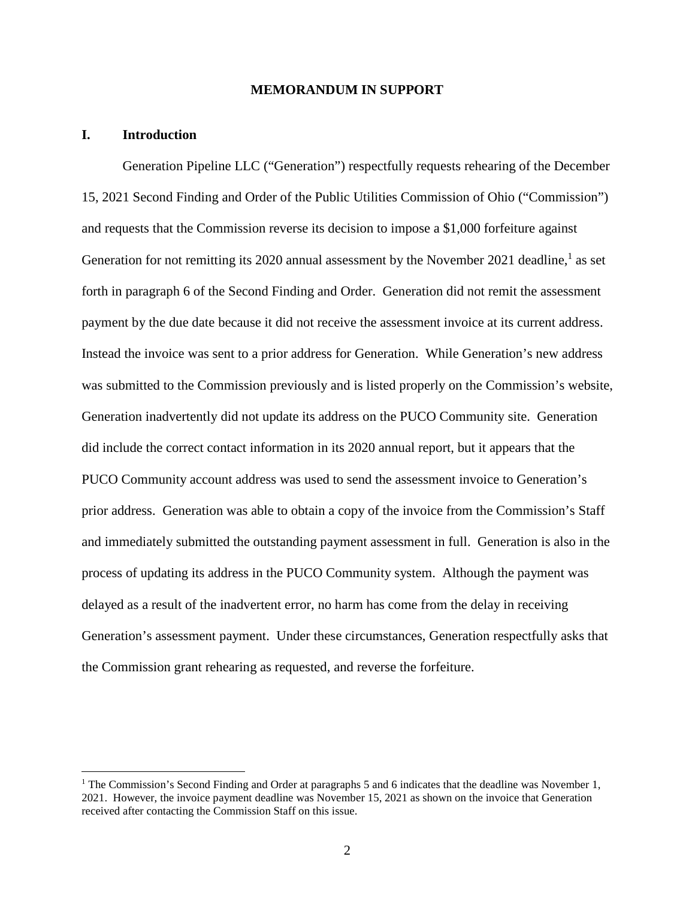**MEMORANDUM IN SUPPORT**

## I. Introduction

Generation Pipeline LLC ("Generation") respectfully requests rehearing of the December 15, 2021 Second Finding and Order of the Public Utilities Commission of Ohio ("Commission") and requests that the Commission reverse its decision to impose a $1,000 forfeiture against Generation for not remitting its 2020 annual assessment by the November 2021 deadline,[1] as set forth in paragraph 6 of the Second Finding and Order. Generation did not remit the assessment payment by the due date because it did not receive the assessment invoice at its current address. Instead the invoice was sent to a prior address for Generation. While Generation's new address was submitted to the Commission previously and is listed properly on the Commission's website, Generation inadvertently did not update its address on the PUCO Community site. Generation did include the correct contact information in its 2020 annual report, but it appears that the PUCO Community account address was used to send the assessment invoice to Generation's prior address. Generation was able to obtain a copy of the invoice from the Commission's Staff and immediately submitted the outstanding payment assessment in full. Generation is also in the process of updating its address in the PUCO Community system. Although the payment was delayed as a result of the inadvertent error, no harm has come from the delay in receiving Generation's assessment payment. Under these circumstances, Generation respectfully asks that the Commission grant rehearing as requested, and reverse the forfeiture.

---

[1] The Commission's Second Finding and Order at paragraphs 5 and 6 indicates that the deadline was November 1, 2021. However, the invoice payment deadline was November 15, 2021 as shown on the invoice that Generation received after contacting the Commission Staff on this issue.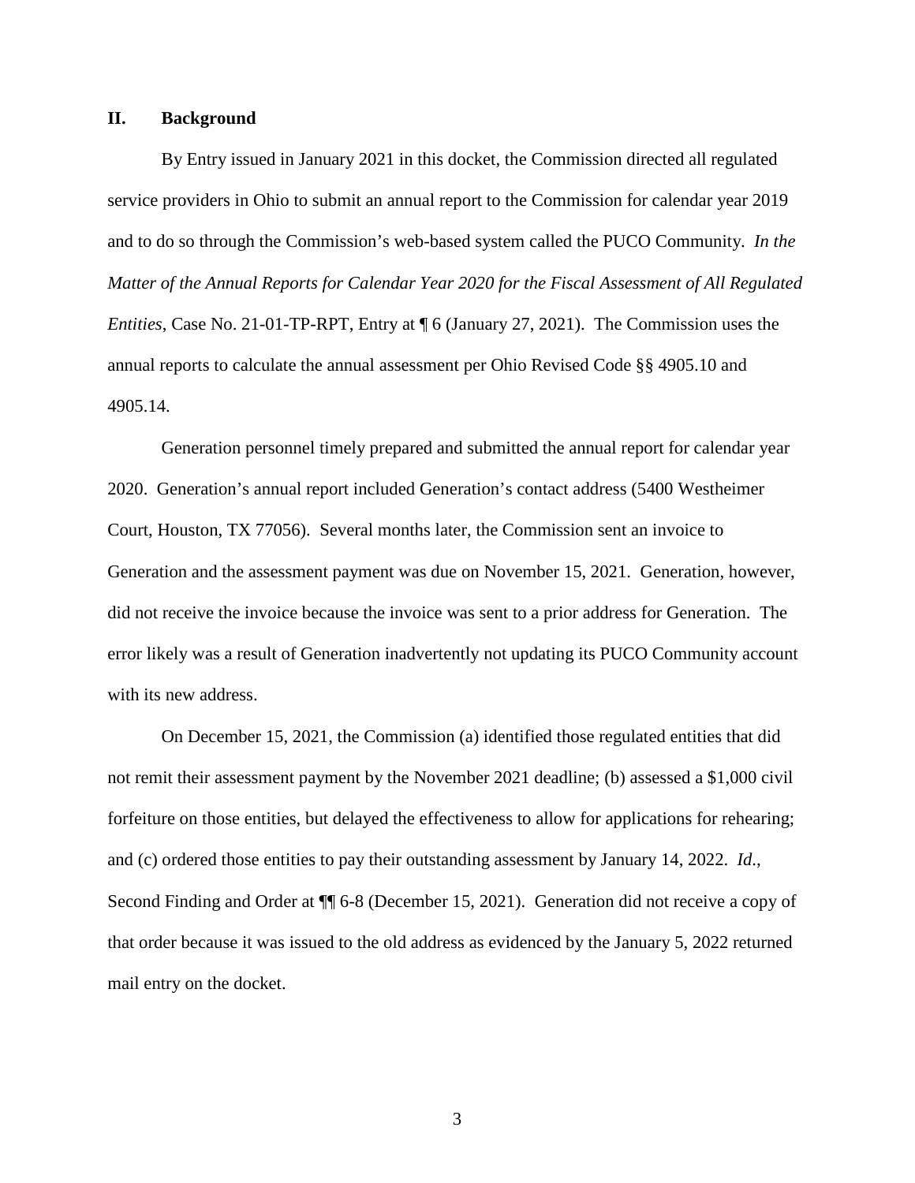## II. Background

By Entry issued in January 2021 in this docket, the Commission directed all regulated service providers in Ohio to submit an annual report to the Commission for calendar year 2019 and to do so through the Commission's web-based system called the PUCO Community. *In the Matter of the Annual Reports for Calendar Year 2020 for the Fiscal Assessment of All Regulated Entities*, Case No. 21-01-TP-RPT, Entry at ¶ 6 (January 27, 2021). The Commission uses the annual reports to calculate the annual assessment per Ohio Revised Code §§ 4905.10 and 4905.14.

Generation personnel timely prepared and submitted the annual report for calendar year 2020. Generation's annual report included Generation's contact address (5400 Westheimer Court, Houston, TX 77056). Several months later, the Commission sent an invoice to Generation and the assessment payment was due on November 15, 2021. Generation, however, did not receive the invoice because the invoice was sent to a prior address for Generation. The error likely was a result of Generation inadvertently not updating its PUCO Community account with its new address.

On December 15, 2021, the Commission (a) identified those regulated entities that did not remit their assessment payment by the November 2021 deadline; (b) assessed a $1,000 civil forfeiture on those entities, but delayed the effectiveness to allow for applications for rehearing; and (c) ordered those entities to pay their outstanding assessment by January 14, 2022. *Id*., Second Finding and Order at ¶¶ 6-8 (December 15, 2021). Generation did not receive a copy of that order because it was issued to the old address as evidenced by the January 5, 2022 returned mail entry on the docket.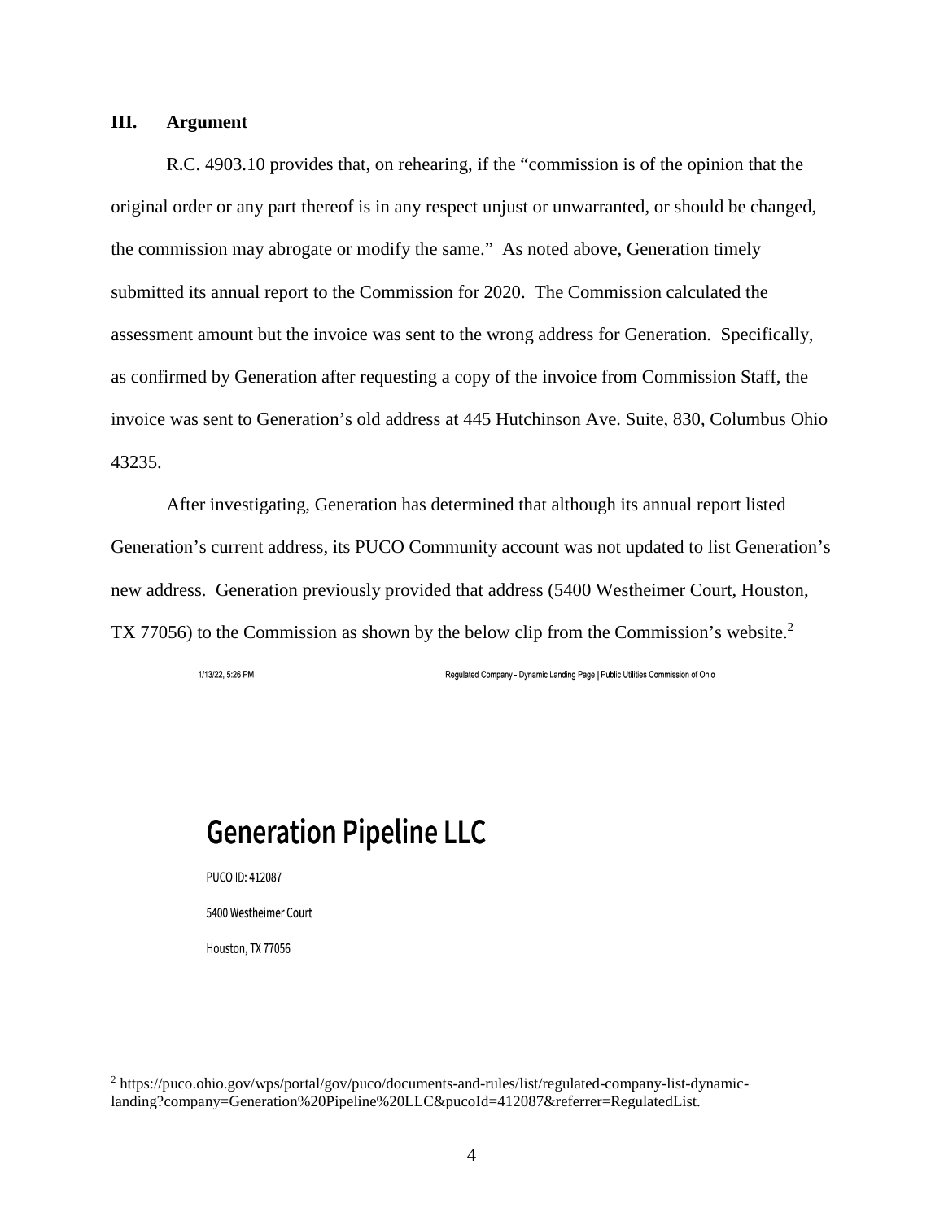### III. Argument

R.C. 4903.10 provides that, on rehearing, if the "commission is of the opinion that the original order or any part thereof is in any respect unjust or unwarranted, or should be changed, the commission may abrogate or modify the same." As noted above, Generation timely submitted its annual report to the Commission for 2020. The Commission calculated the assessment amount but the invoice was sent to the wrong address for Generation. Specifically, as confirmed by Generation after requesting a copy of the invoice from Commission Staff, the invoice was sent to Generation's old address at 445 Hutchinson Ave. Suite, 830, Columbus Ohio 43235.

After investigating, Generation has determined that although its annual report listed Generation's current address, its PUCO Community account was not updated to list Generation's new address. Generation previously provided that address (5400 Westheimer Court, Houston, TX 77056) to the Commission as shown by the below clip from the Commission's website.[2]

1/13/22, 5:26 PM Regulated Company - Dynamic Landing Page | Public Utilities Commission of Ohio

**Generation Pipeline LLC**

PUCO ID: 412087

5400 Westheimer Court

Houston, TX 77056

---

[2] https://puco.ohio.gov/wps/portal/gov/puco/documents-and-rules/list/regulated-company-list-dynamic-landing?company=Generation%20Pipeline%20LLC&pucoId=412087&referrer=RegulatedList.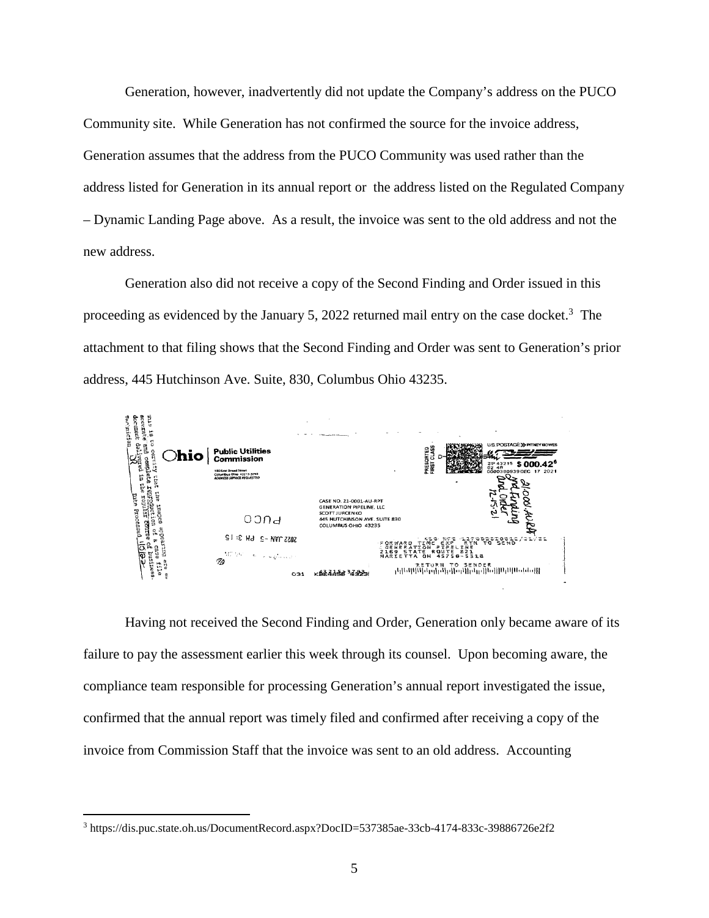Generation, however, inadvertently did not update the Company's address on the PUCO Community site. While Generation has not confirmed the source for the invoice address, Generation assumes that the address from the PUCO Community was used rather than the address listed for Generation in its annual report or the address listed on the Regulated Company – Dynamic Landing Page above. As a result, the invoice was sent to the old address and not the new address.

Generation also did not receive a copy of the Second Finding and Order issued in this proceeding as evidenced by the January 5, 2022 returned mail entry on the case docket.[3] The attachment to that filing shows that the Second Finding and Order was sent to Generation's prior address, 445 Hutchinson Ave. Suite, 830, Columbus Ohio 43235.

Having not received the Second Finding and Order, Generation only became aware of its failure to pay the assessment earlier this week through its counsel. Upon becoming aware, the compliance team responsible for processing Generation's annual report investigated the issue, confirmed that the annual report was timely filed and confirmed after receiving a copy of the invoice from Commission Staff that the invoice was sent to an old address. Accounting

---

[3] https://dis.puc.state.oh.us/DocumentRecord.aspx?DocID=537385ae-33cb-4174-833c-39886726e2f2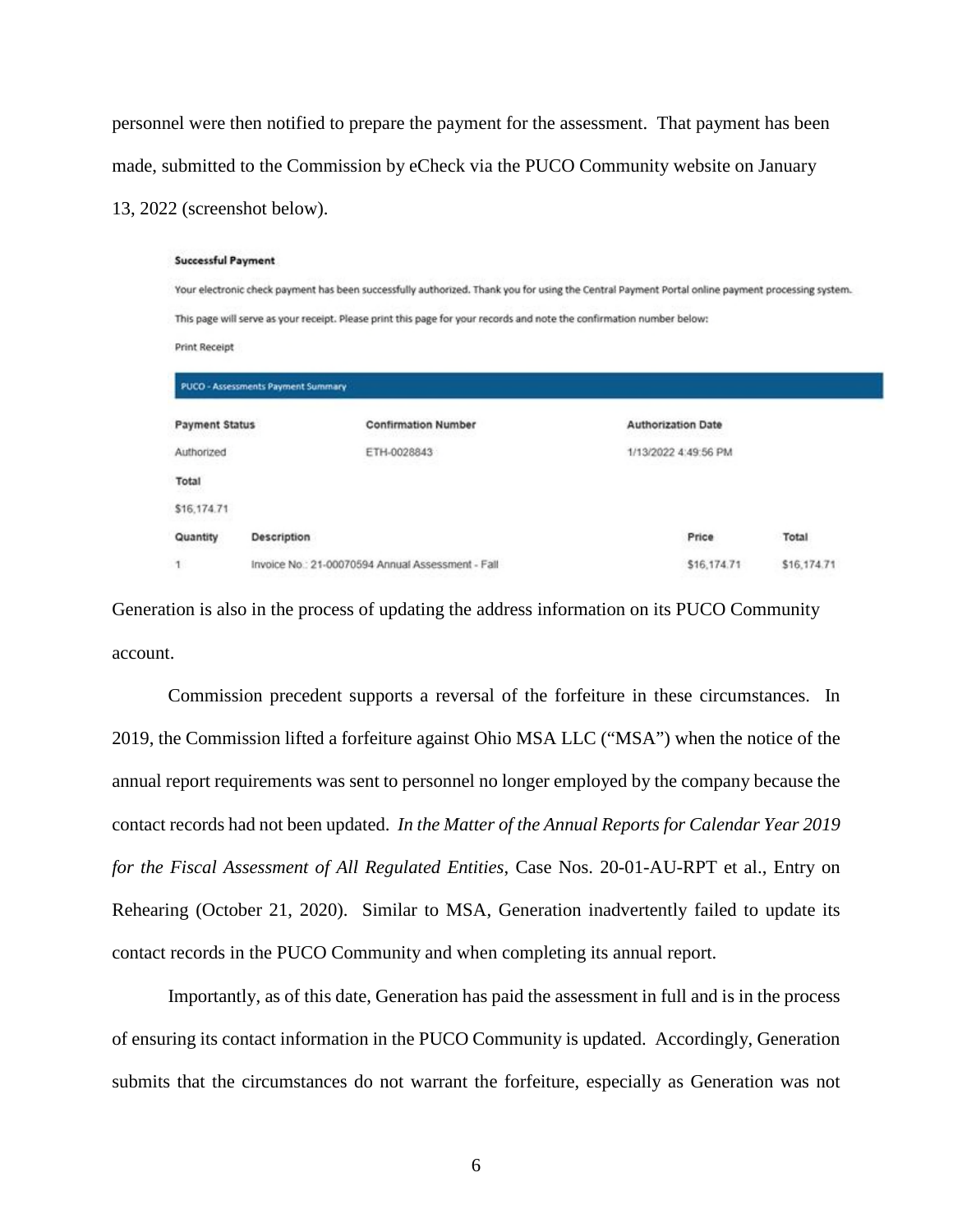personnel were then notified to prepare the payment for the assessment. That payment has been made, submitted to the Commission by eCheck via the PUCO Community website on January 13, 2022 (screenshot below).

**Successful Payment**

Your electronic check payment has been successfully authorized. Thank you for using the Central Payment Portal online payment processing system.

This page will serve as your receipt. Please print this page for your records and note the confirmation number below:

Print Receipt

**PUCO - Assessments Payment Summary**

| Payment Status | Confirmation Number | Authorization Date |
|---|---|---|
| Authorized | ETH-0028843 | 1/13/2022 4:49:56 PM |

**Total**

$16,174.71

| Quantity | Description | Price | Total |
|---|---|---|---|
| 1 | Invoice No.: 21-00070594 Annual Assessment - Fall | $16,174.71 | $16,174.71 |

Generation is also in the process of updating the address information on its PUCO Community account.

Commission precedent supports a reversal of the forfeiture in these circumstances. In 2019, the Commission lifted a forfeiture against Ohio MSA LLC ("MSA") when the notice of the annual report requirements was sent to personnel no longer employed by the company because the contact records had not been updated. *In the Matter of the Annual Reports for Calendar Year 2019 for the Fiscal Assessment of All Regulated Entities*, Case Nos. 20-01-AU-RPT et al., Entry on Rehearing (October 21, 2020). Similar to MSA, Generation inadvertently failed to update its contact records in the PUCO Community and when completing its annual report.

Importantly, as of this date, Generation has paid the assessment in full and is in the process of ensuring its contact information in the PUCO Community is updated. Accordingly, Generation submits that the circumstances do not warrant the forfeiture, especially as Generation was not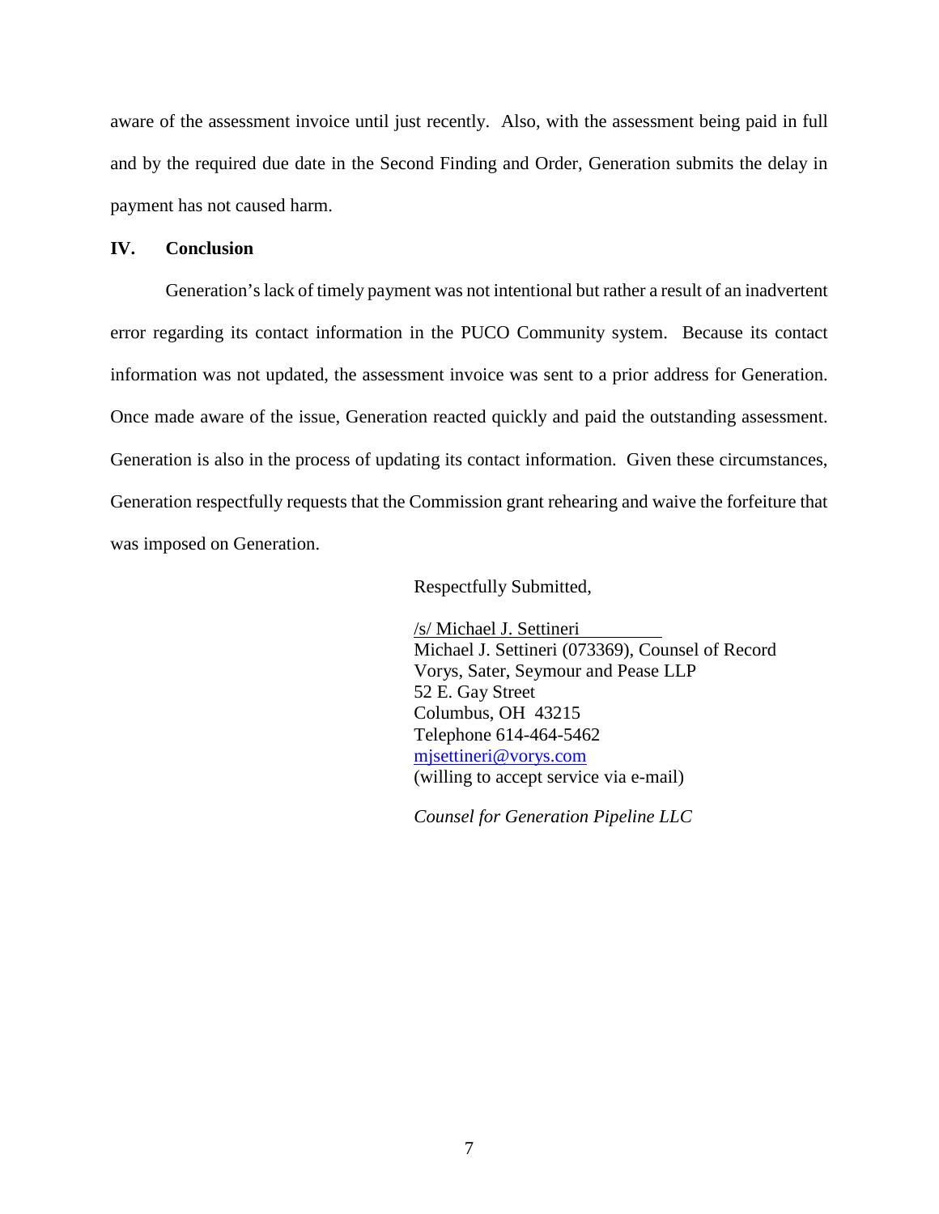aware of the assessment invoice until just recently. Also, with the assessment being paid in full and by the required due date in the Second Finding and Order, Generation submits the delay in payment has not caused harm.

## IV. Conclusion

Generation's lack of timely payment was not intentional but rather a result of an inadvertent error regarding its contact information in the PUCO Community system. Because its contact information was not updated, the assessment invoice was sent to a prior address for Generation. Once made aware of the issue, Generation reacted quickly and paid the outstanding assessment. Generation is also in the process of updating its contact information. Given these circumstances, Generation respectfully requests that the Commission grant rehearing and waive the forfeiture that was imposed on Generation.

Respectfully Submitted,

/s/ Michael J. Settineri
Michael J. Settineri (073369), Counsel of Record
Vorys, Sater, Seymour and Pease LLP
52 E. Gay Street
Columbus, OH 43215
Telephone 614-464-5462
mjsettineri@vorys.com
(willing to accept service via e-mail)

*Counsel for Generation Pipeline LLC*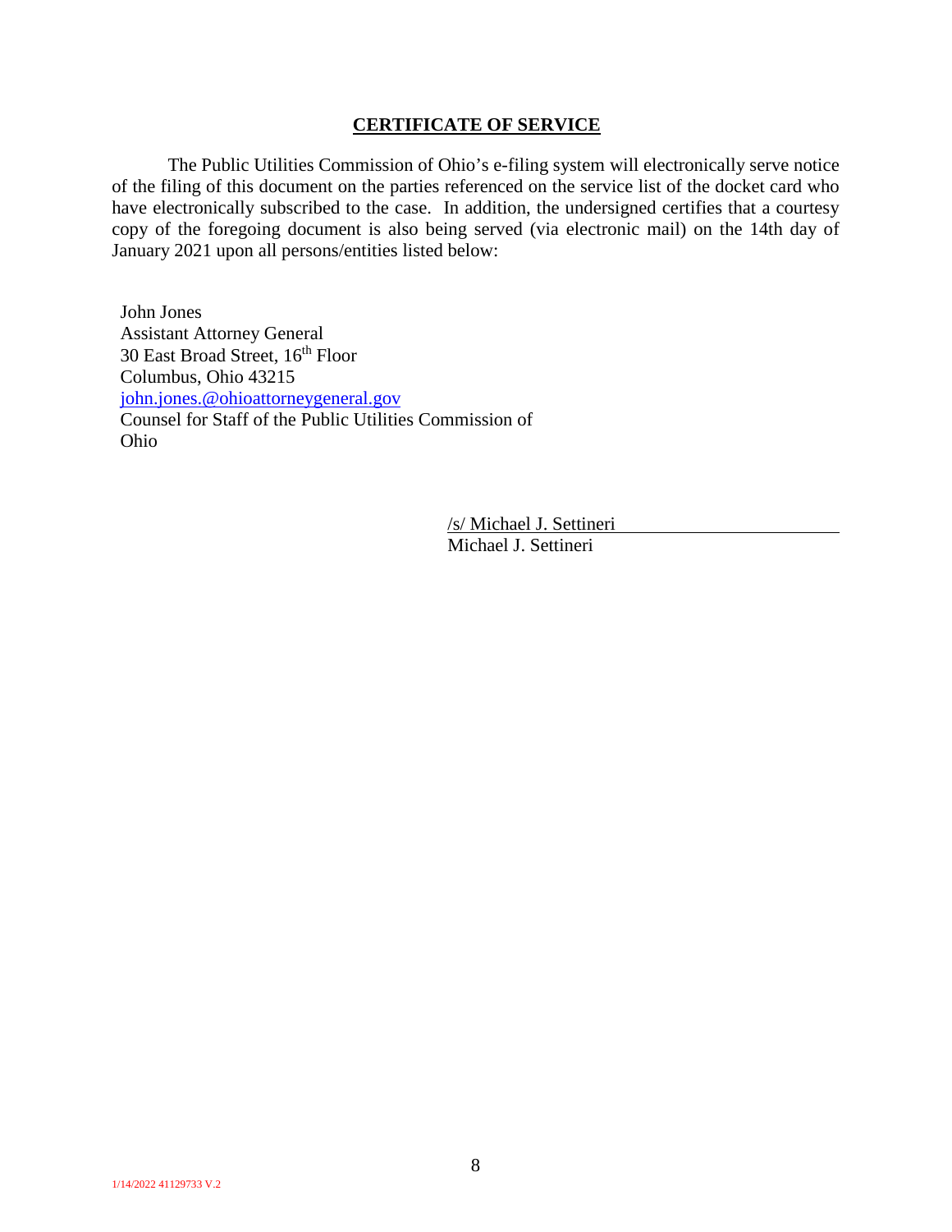## CERTIFICATE OF SERVICE

The Public Utilities Commission of Ohio's e-filing system will electronically serve notice of the filing of this document on the parties referenced on the service list of the docket card who have electronically subscribed to the case. In addition, the undersigned certifies that a courtesy copy of the foregoing document is also being served (via electronic mail) on the 14th day of January 2021 upon all persons/entities listed below:

John Jones
Assistant Attorney General
30 East Broad Street, 16th Floor
Columbus, Ohio 43215
john.jones.@ohioattorneygeneral.gov
Counsel for Staff of the Public Utilities Commission of Ohio

/s/ Michael J. Settineri
Michael J. Settineri

1/14/2022 41129733 V.2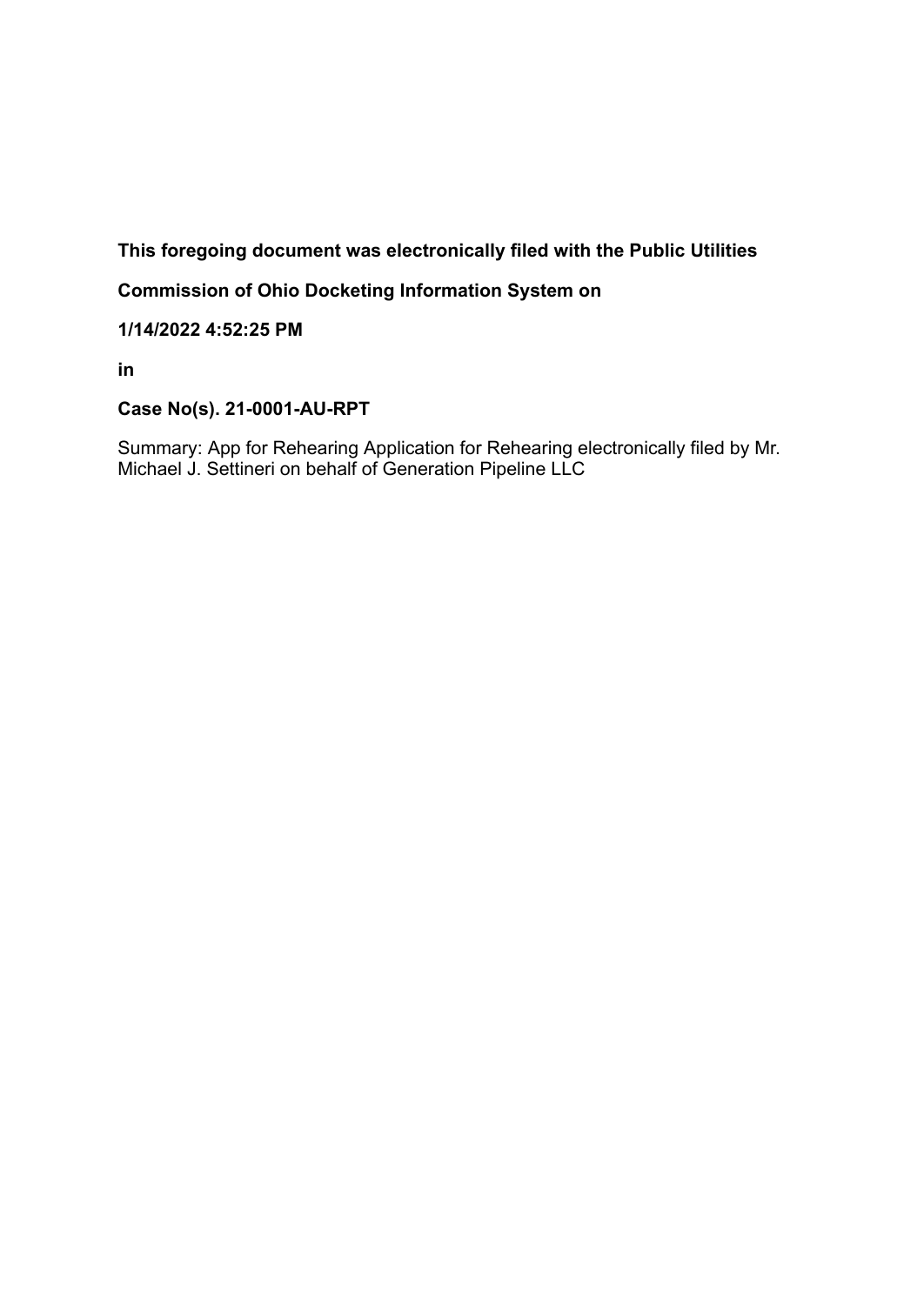**This foregoing document was electronically filed with the Public Utilities**

**Commission of Ohio Docketing Information System on**

**1/14/2022 4:52:25 PM**

**in**

**Case No(s). 21-0001-AU-RPT**

Summary: App for Rehearing Application for Rehearing electronically filed by Mr. Michael J. Settineri on behalf of Generation Pipeline LLC